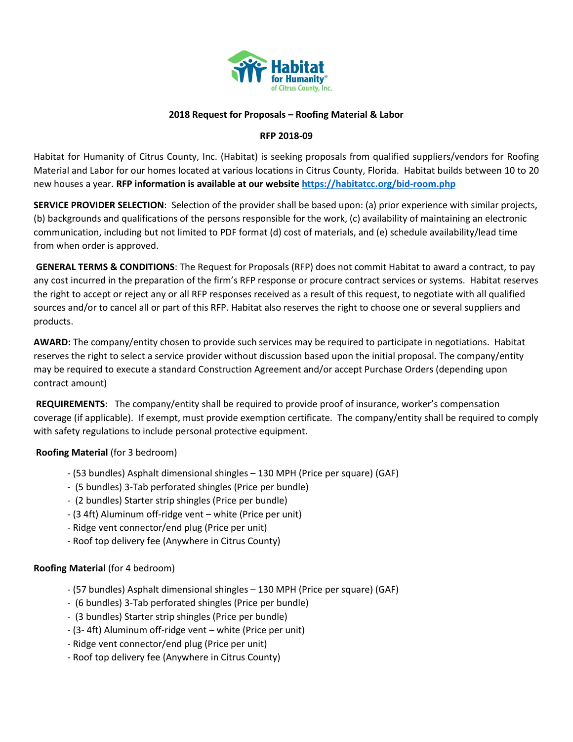Habitat for Humanity® of Citrus County, Inc.

**2018 Request for Proposals – Roofing Material & Labor**

**RFP 2018-09**

Habitat for Humanity of Citrus County, Inc. (Habitat) is seeking proposals from qualified suppliers/vendors for Roofing Material and Labor for our homes located at various locations in Citrus County, Florida. Habitat builds between 10 to 20 new houses a year. **RFP information is available at our website [https://habitatcc.org/bid-room.php](https://habitatcc.org/bid-room.php)**

**SERVICE PROVIDER SELECTION**: Selection of the provider shall be based upon: (a) prior experience with similar projects, (b) backgrounds and qualifications of the persons responsible for the work, (c) availability of maintaining an electronic communication, including but not limited to PDF format (d) cost of materials, and (e) schedule availability/lead time from when order is approved.

**GENERAL TERMS & CONDITIONS**: The Request for Proposals (RFP) does not commit Habitat to award a contract, to pay any cost incurred in the preparation of the firm's RFP response or procure contract services or systems. Habitat reserves the right to accept or reject any or all RFP responses received as a result of this request, to negotiate with all qualified sources and/or to cancel all or part of this RFP. Habitat also reserves the right to choose one or several suppliers and products.

**AWARD:** The company/entity chosen to provide such services may be required to participate in negotiations. Habitat reserves the right to select a service provider without discussion based upon the initial proposal. The company/entity may be required to execute a standard Construction Agreement and/or accept Purchase Orders (depending upon contract amount)

**REQUIREMENTS**: The company/entity shall be required to provide proof of insurance, worker's compensation coverage (if applicable). If exempt, must provide exemption certificate. The company/entity shall be required to comply with safety regulations to include personal protective equipment.

**Roofing Material** (for 3 bedroom)

- (53 bundles) Asphalt dimensional shingles – 130 MPH (Price per square) (GAF)
- (5 bundles) 3-Tab perforated shingles (Price per bundle)
- (2 bundles) Starter strip shingles (Price per bundle)
- (3 4ft) Aluminum off-ridge vent – white (Price per unit)
- Ridge vent connector/end plug (Price per unit)
- Roof top delivery fee (Anywhere in Citrus County)

**Roofing Material** (for 4 bedroom)

- (57 bundles) Asphalt dimensional shingles – 130 MPH (Price per square) (GAF)
- (6 bundles) 3-Tab perforated shingles (Price per bundle)
- (3 bundles) Starter strip shingles (Price per bundle)
- (3- 4ft) Aluminum off-ridge vent – white (Price per unit)
- Ridge vent connector/end plug (Price per unit)
- Roof top delivery fee (Anywhere in Citrus County)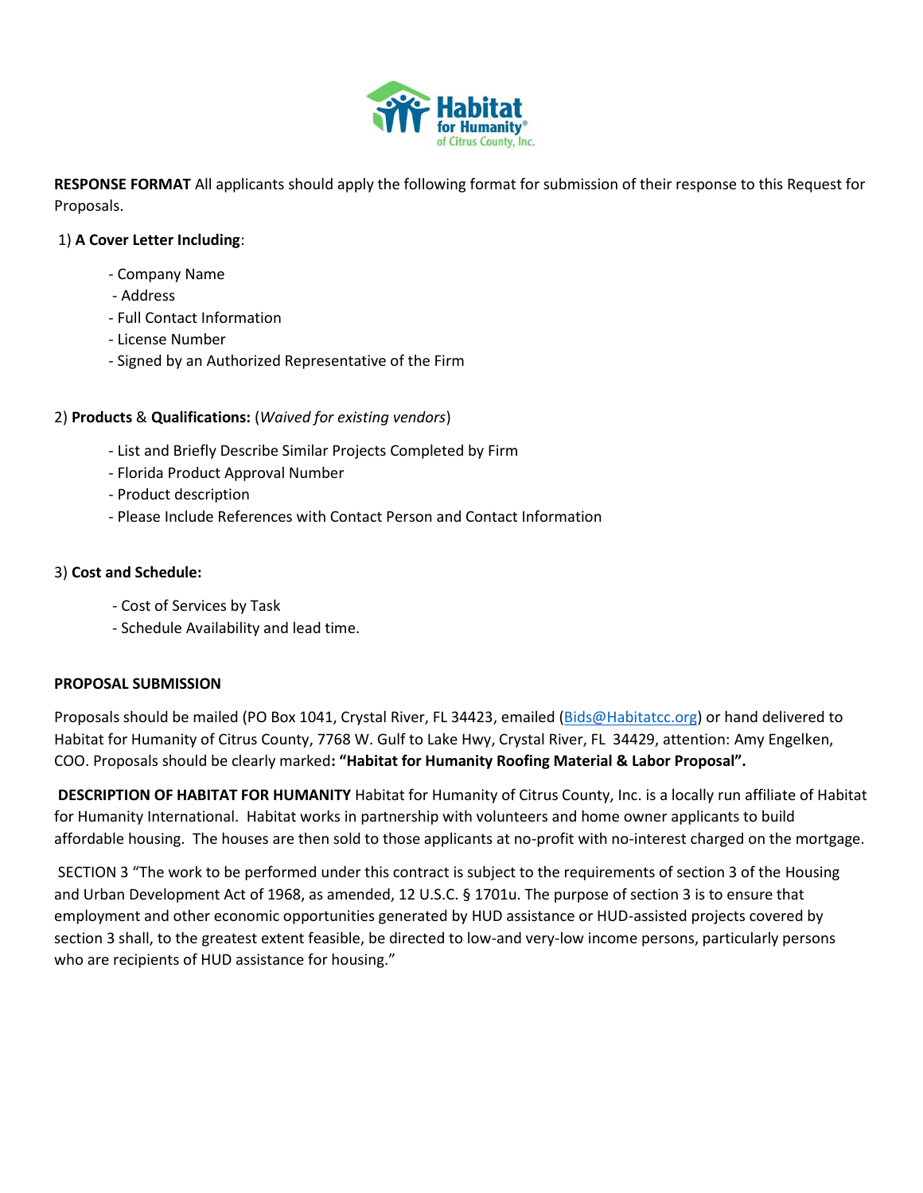**RESPONSE FORMAT** All applicants should apply the following format for submission of their response to this Request for Proposals.

1) **A Cover Letter Including**:

- Company Name
- Address
- Full Contact Information
- License Number
- Signed by an Authorized Representative of the Firm

2) **Products** & **Qualifications:** (*Waived for existing vendors*)

- List and Briefly Describe Similar Projects Completed by Firm
- Florida Product Approval Number
- Product description
- Please Include References with Contact Person and Contact Information

3) **Cost and Schedule:**

- Cost of Services by Task
- Schedule Availability and lead time.

**PROPOSAL SUBMISSION**

Proposals should be mailed (PO Box 1041, Crystal River, FL 34423, emailed (Bids@Habitatcc.org) or hand delivered to Habitat for Humanity of Citrus County, 7768 W. Gulf to Lake Hwy, Crystal River, FL 34429, attention: Amy Engelken, COO. Proposals should be clearly marked**: "Habitat for Humanity Roofing Material & Labor Proposal".**

**DESCRIPTION OF HABITAT FOR HUMANITY** Habitat for Humanity of Citrus County, Inc. is a locally run affiliate of Habitat for Humanity International. Habitat works in partnership with volunteers and home owner applicants to build affordable housing. The houses are then sold to those applicants at no-profit with no-interest charged on the mortgage.

SECTION 3 "The work to be performed under this contract is subject to the requirements of section 3 of the Housing and Urban Development Act of 1968, as amended, 12 U.S.C. § 1701u. The purpose of section 3 is to ensure that employment and other economic opportunities generated by HUD assistance or HUD-assisted projects covered by section 3 shall, to the greatest extent feasible, be directed to low-and very-low income persons, particularly persons who are recipients of HUD assistance for housing."